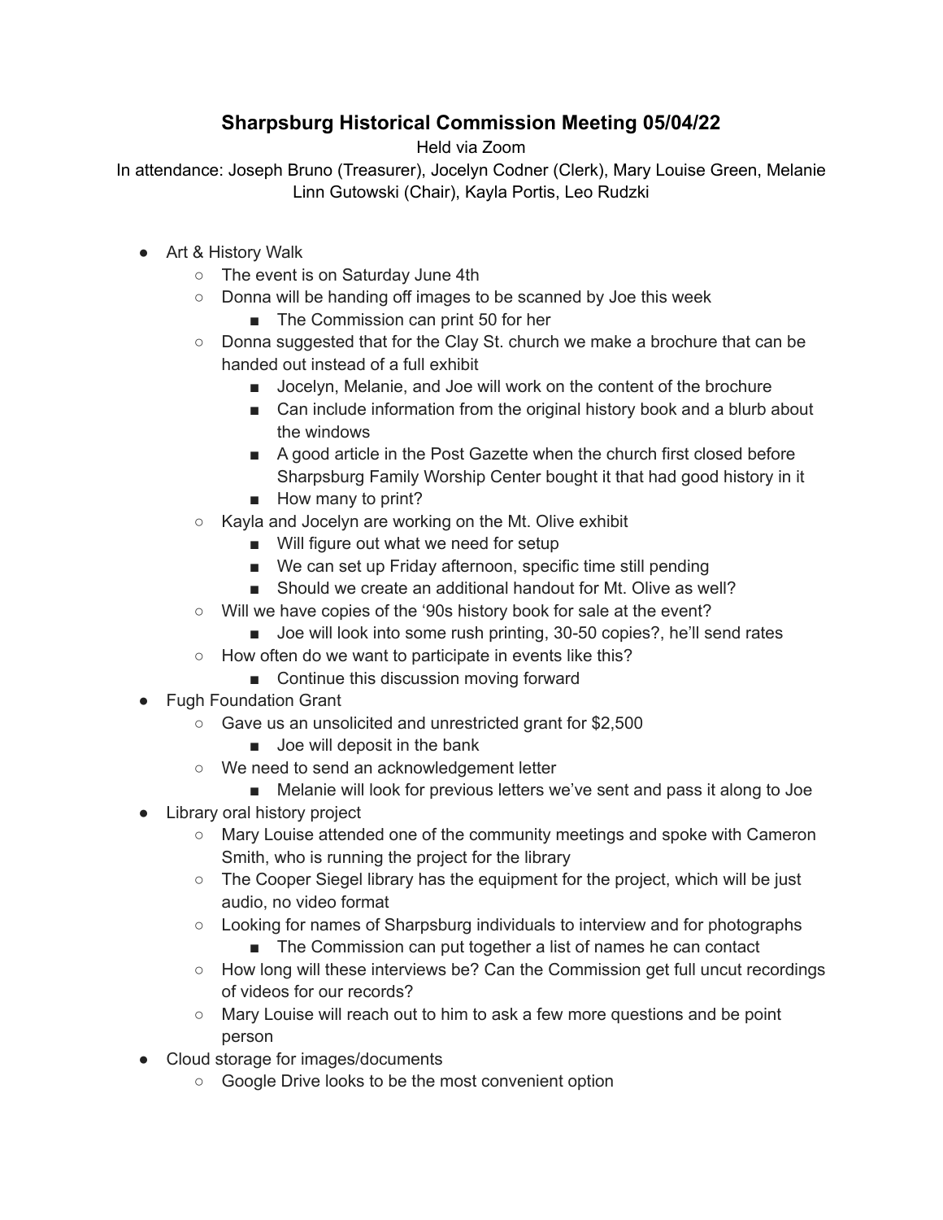# Sharpsburg Historical Commission Meeting 05/04/22

Held via Zoom

In attendance: Joseph Bruno (Treasurer), Jocelyn Codner (Clerk), Mary Louise Green, Melanie Linn Gutowski (Chair), Kayla Portis, Leo Rudzki

- Art & History Walk
    - The event is on Saturday June 4th
    - Donna will be handing off images to be scanned by Joe this week
        - The Commission can print 50 for her
    - Donna suggested that for the Clay St. church we make a brochure that can be handed out instead of a full exhibit
        - Jocelyn, Melanie, and Joe will work on the content of the brochure
        - Can include information from the original history book and a blurb about the windows
        - A good article in the Post Gazette when the church first closed before Sharpsburg Family Worship Center bought it that had good history in it
        - How many to print?
    - Kayla and Jocelyn are working on the Mt. Olive exhibit
        - Will figure out what we need for setup
        - We can set up Friday afternoon, specific time still pending
        - Should we create an additional handout for Mt. Olive as well?
    - Will we have copies of the '90s history book for sale at the event?
        - Joe will look into some rush printing, 30-50 copies?, he'll send rates
    - How often do we want to participate in events like this?
        - Continue this discussion moving forward
- Fugh Foundation Grant
    - Gave us an unsolicited and unrestricted grant for $2,500
        - Joe will deposit in the bank
    - We need to send an acknowledgement letter
        - Melanie will look for previous letters we've sent and pass it along to Joe
- Library oral history project
    - Mary Louise attended one of the community meetings and spoke with Cameron Smith, who is running the project for the library
    - The Cooper Siegel library has the equipment for the project, which will be just audio, no video format
    - Looking for names of Sharpsburg individuals to interview and for photographs
        - The Commission can put together a list of names he can contact
    - How long will these interviews be? Can the Commission get full uncut recordings of videos for our records?
    - Mary Louise will reach out to him to ask a few more questions and be point person
- Cloud storage for images/documents
    - Google Drive looks to be the most convenient option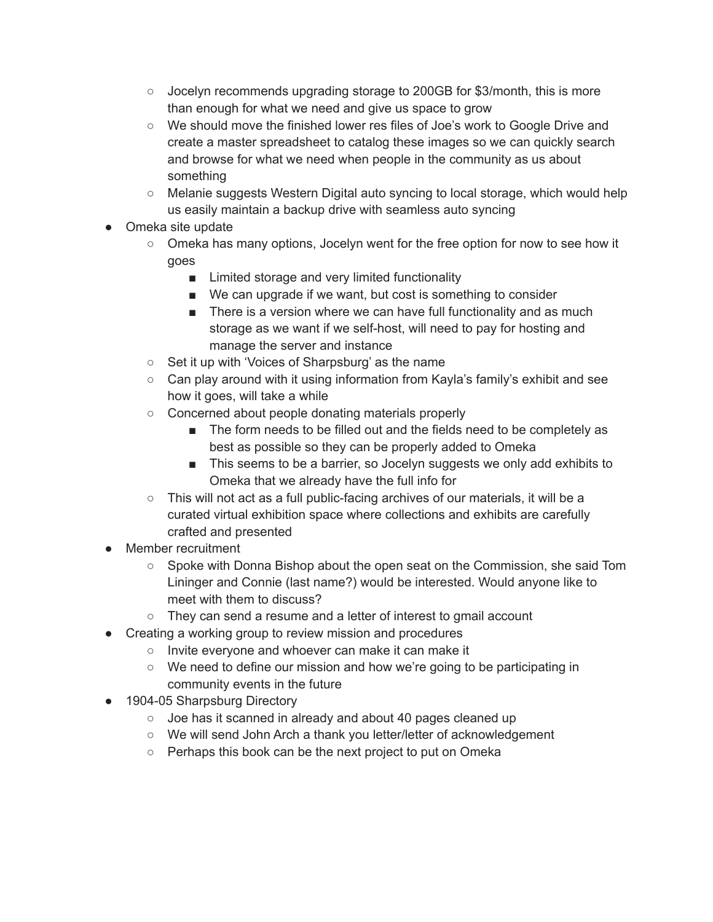- Jocelyn recommends upgrading storage to 200GB for $3/month, this is more than enough for what we need and give us space to grow
    - We should move the finished lower res files of Joe's work to Google Drive and create a master spreadsheet to catalog these images so we can quickly search and browse for what we need when people in the community as us about something
    - Melanie suggests Western Digital auto syncing to local storage, which would help us easily maintain a backup drive with seamless auto syncing
- Omeka site update
    - Omeka has many options, Jocelyn went for the free option for now to see how it goes
        - Limited storage and very limited functionality
        - We can upgrade if we want, but cost is something to consider
        - There is a version where we can have full functionality and as much storage as we want if we self-host, will need to pay for hosting and manage the server and instance
    - Set it up with 'Voices of Sharpsburg' as the name
    - Can play around with it using information from Kayla's family's exhibit and see how it goes, will take a while
    - Concerned about people donating materials properly
        - The form needs to be filled out and the fields need to be completely as best as possible so they can be properly added to Omeka
        - This seems to be a barrier, so Jocelyn suggests we only add exhibits to Omeka that we already have the full info for
    - This will not act as a full public-facing archives of our materials, it will be a curated virtual exhibition space where collections and exhibits are carefully crafted and presented
- Member recruitment
    - Spoke with Donna Bishop about the open seat on the Commission, she said Tom Lininger and Connie (last name?) would be interested. Would anyone like to meet with them to discuss?
    - They can send a resume and a letter of interest to gmail account
- Creating a working group to review mission and procedures
    - Invite everyone and whoever can make it can make it
    - We need to define our mission and how we're going to be participating in community events in the future
- 1904-05 Sharpsburg Directory
    - Joe has it scanned in already and about 40 pages cleaned up
    - We will send John Arch a thank you letter/letter of acknowledgement
    - Perhaps this book can be the next project to put on Omeka